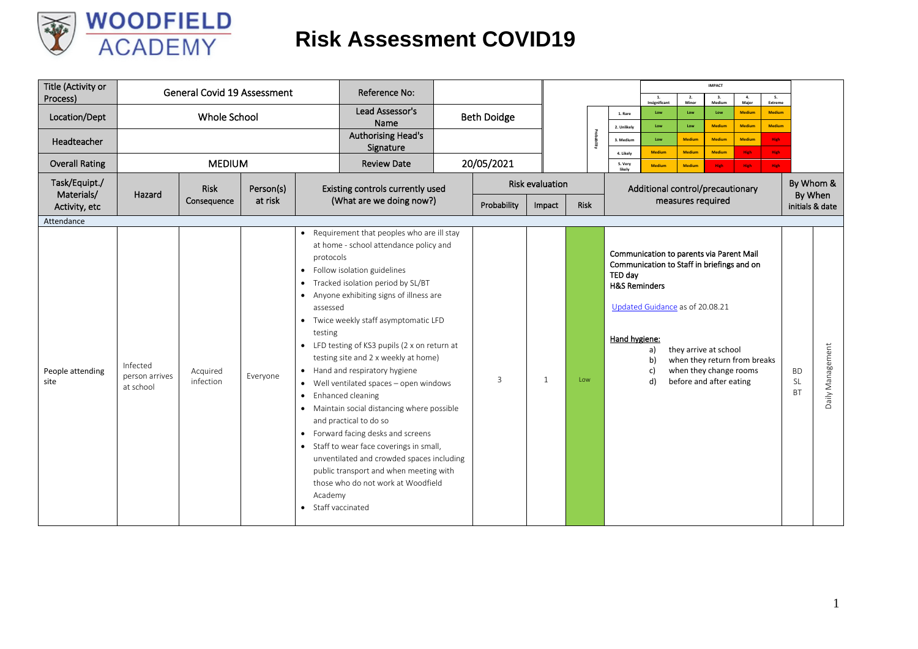# WOODFIELD ACADEMY

# Risk Assessment COVID19

| Title (Activity or Process) | General Covid 19 Assessment | Reference No: | |
|---|---|---|---|
| Location/Dept | Whole School | Lead Assessor's Name | Beth Doidge |
| Headteacher | | Authorising Head's Signature | |
| Overall Rating | MEDIUM | Review Date | 20/05/2021 |

**Risk Matrix**

| Probability \ IMPACT | 1. Insignificant | 2. Minor | 3. Medium | 4. Major | 5. Extreme |
|---|---|---|---|---|---|
| 1. Rare | Low | Low | Low | Medium | Medium |
| 2. Unlikely | Low | Low | Medium | Medium | Medium |
| 3. Medium | Low | Medium | Medium | Medium | High |
| 4. Likely | Medium | Medium | Medium | High | High |
| 5. Very likely | Medium | Medium | High | High | High |

| Task/Equipt./ Materials/ Activity, etc | Hazard | Risk Consequence | Person(s) at risk | Existing controls currently used (What are we doing now?) | Risk evaluation: Probability | Impact | Risk | Additional control/precautionary measures required | By Whom & By When initials & date | |
|---|---|---|---|---|---|---|---|---|---|---|
| **Attendance** | | | | | | | | | | |
| People attending site | Infected person arrives at school | Acquired infection | Everyone | • Requirement that peoples who are ill stay at home - school attendance policy and protocols<br>• Follow isolation guidelines<br>• Tracked isolation period by SL/BT<br>• Anyone exhibiting signs of illness are assessed<br>• Twice weekly staff asymptomatic LFD testing<br>• LFD testing of KS3 pupils (2 x on return at testing site and 2 x weekly at home)<br>• Hand and respiratory hygiene<br>• Well ventilated spaces – open windows<br>• Enhanced cleaning<br>• Maintain social distancing where possible and practical to do so<br>• Forward facing desks and screens<br>• Staff to wear face coverings in small, unventilated and crowded spaces including public transport and when meeting with those who do not work at Woodfield Academy<br>• Staff vaccinated | 3 | 1 | Low | **Communication to parents via Parent Mail**<br>**Communication to Staff in briefings and on TED day**<br>**H&S Reminders**<br><br>Updated Guidance as of 20.08.21<br><br>**Hand hygiene:**<br>a) they arrive at school<br>b) when they return from breaks<br>c) when they change rooms<br>d) before and after eating | BD SL BT | Daily Management |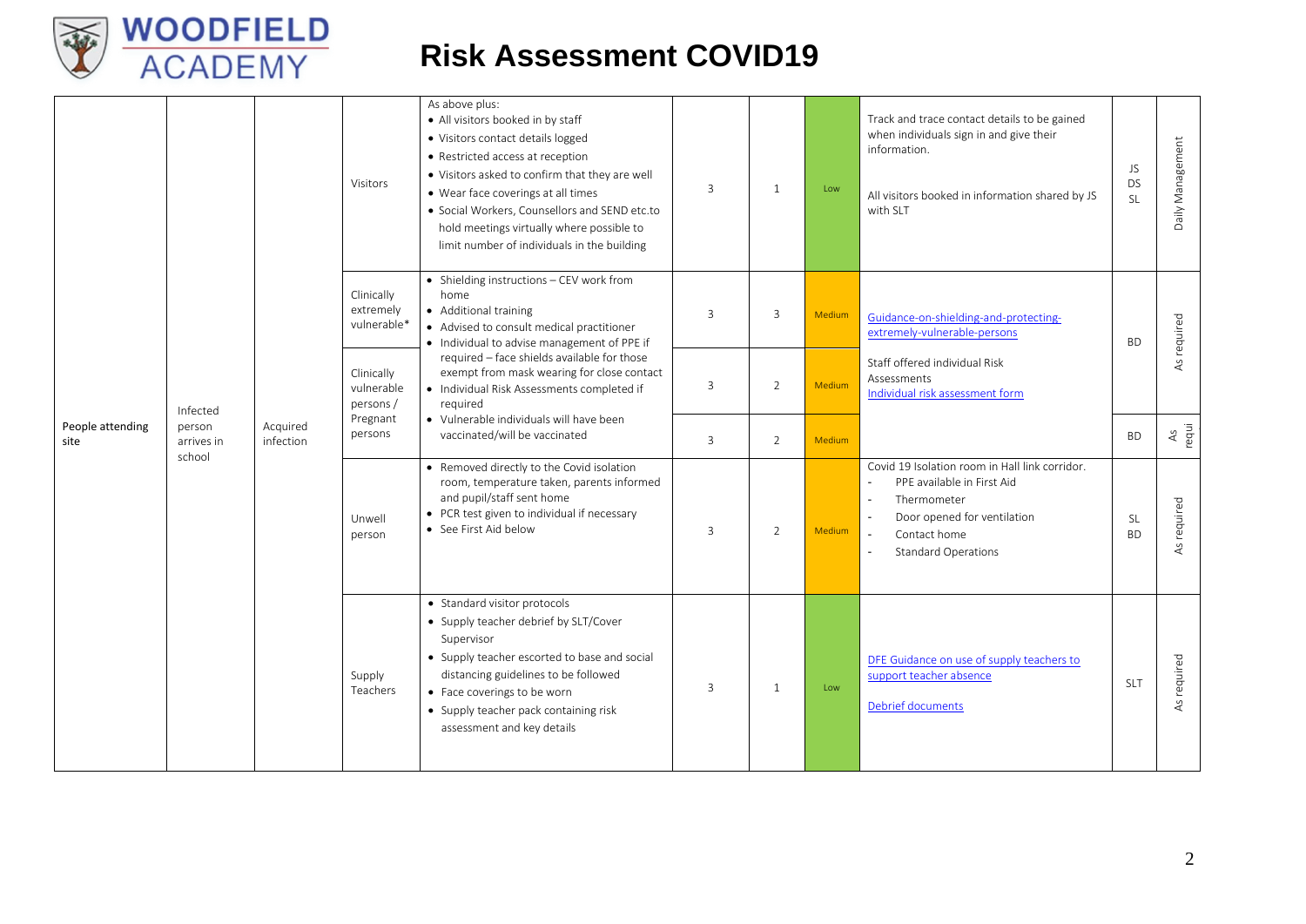# Risk Assessment COVID19

| | | | | | | | | | | |
|---|---|---|---|---|---|---|---|---|---|---|
| People attending site | Infected person arrives in school | Acquired infection | Visitors | As above plus:<br>• All visitors booked in by staff<br>• Visitors contact details logged<br>• Restricted access at reception<br>• Visitors asked to confirm that they are well<br>• Wear face coverings at all times<br>• Social Workers, Counsellors and SEND etc.to hold meetings virtually where possible to limit number of individuals in the building | 3 | 1 | Low | Track and trace contact details to be gained when individuals sign in and give their information.<br><br>All visitors booked in information shared by JS with SLT | JS<br>DS<br>SL | Daily Management |
| | | | Clinically extremely vulnerable* | • Shielding instructions – CEV work from home<br>• Additional training<br>• Advised to consult medical practitioner<br>• Individual to advise management of PPE if required – face shields available for those exempt from mask wearing for close contact<br>• Individual Risk Assessments completed if required<br>• Vulnerable individuals will have been vaccinated/will be vaccinated | 3 | 3 | Medium | Guidance-on-shielding-and-protecting-extremely-vulnerable-persons | BD | As required |
| | | | Clinically vulnerable persons / Pregnant persons | | 3 | 2 | Medium | Staff offered individual Risk Assessments<br>Individual risk assessment form | | |
| | | | | | 3 | 2 | Medium | | BD | As requi |
| | | | Unwell person | • Removed directly to the Covid isolation room, temperature taken, parents informed and pupil/staff sent home<br>• PCR test given to individual if necessary<br>• See First Aid below | 3 | 2 | Medium | Covid 19 Isolation room in Hall link corridor.<br>- PPE available in First Aid<br>- Thermometer<br>- Door opened for ventilation<br>- Contact home<br>- Standard Operations | SL<br>BD | As required |
| | | | Supply Teachers | • Standard visitor protocols<br>• Supply teacher debrief by SLT/Cover Supervisor<br>• Supply teacher escorted to base and social distancing guidelines to be followed<br>• Face coverings to be worn<br>• Supply teacher pack containing risk assessment and key details | 3 | 1 | Low | DFE Guidance on use of supply teachers to support teacher absence<br><br>Debrief documents | SLT | As required |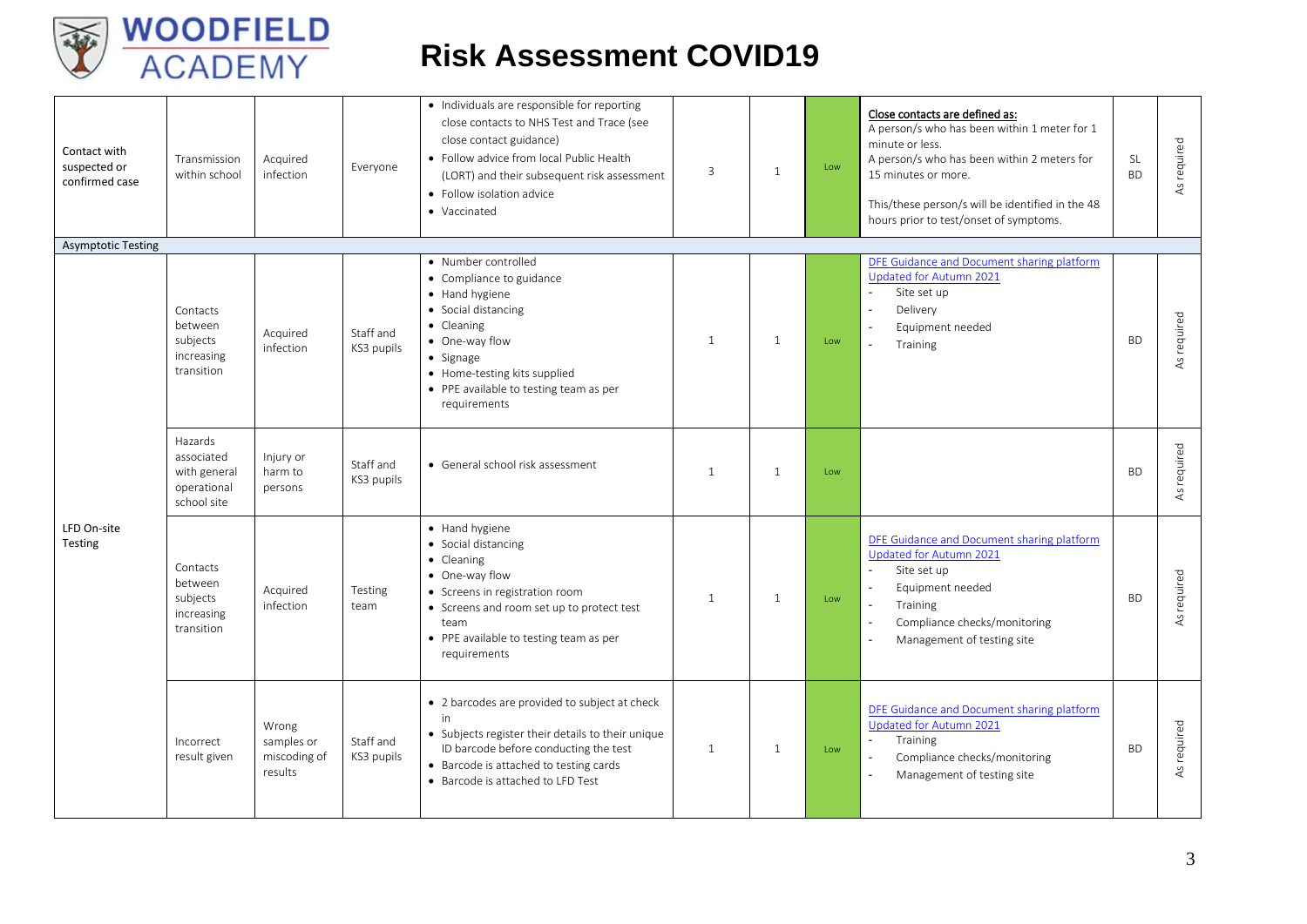# Risk Assessment COVID19

| | | | | | | | | | | |
|---|---|---|---|---|---|---|---|---|---|---|
| Contact with suspected or confirmed case | Transmission within school | Acquired infection | Everyone | • Individuals are responsible for reporting close contacts to NHS Test and Trace (see close contact guidance)<br>• Follow advice from local Public Health (LORT) and their subsequent risk assessment<br>• Follow isolation advice<br>• Vaccinated | 3 | 1 | Low | **Close contacts are defined as:**<br>A person/s who has been within 1 meter for 1 minute or less.<br>A person/s who has been within 2 meters for 15 minutes or more.<br><br>This/these person/s will be identified in the 48 hours prior to test/onset of symptoms. | SL<br>BD | As required |
| Asymptotic Testing | | | | | | | | | | |
| LFD On-site Testing | Contacts between subjects increasing transition | Acquired infection | Staff and KS3 pupils | • Number controlled<br>• Compliance to guidance<br>• Hand hygiene<br>• Social distancing<br>• Cleaning<br>• One-way flow<br>• Signage<br>• Home-testing kits supplied<br>• PPE available to testing team as per requirements | 1 | 1 | Low | DFE Guidance and Document sharing platform Updated for Autumn 2021<br>- Site set up<br>- Delivery<br>- Equipment needed<br>- Training | BD | As required |
| | Hazards associated with general operational school site | Injury or harm to persons | Staff and KS3 pupils | • General school risk assessment | 1 | 1 | Low | | BD | As required |
| | Contacts between subjects increasing transition | Acquired infection | Testing team | • Hand hygiene<br>• Social distancing<br>• Cleaning<br>• One-way flow<br>• Screens in registration room<br>• Screens and room set up to protect test team<br>• PPE available to testing team as per requirements | 1 | 1 | Low | DFE Guidance and Document sharing platform Updated for Autumn 2021<br>- Site set up<br>- Equipment needed<br>- Training<br>- Compliance checks/monitoring<br>- Management of testing site | BD | As required |
| | Incorrect result given | Wrong samples or miscoding of results | Staff and KS3 pupils | • 2 barcodes are provided to subject at check in<br>• Subjects register their details to their unique ID barcode before conducting the test<br>• Barcode is attached to testing cards<br>• Barcode is attached to LFD Test | 1 | 1 | Low | DFE Guidance and Document sharing platform Updated for Autumn 2021<br>- Training<br>- Compliance checks/monitoring<br>- Management of testing site | BD | As required |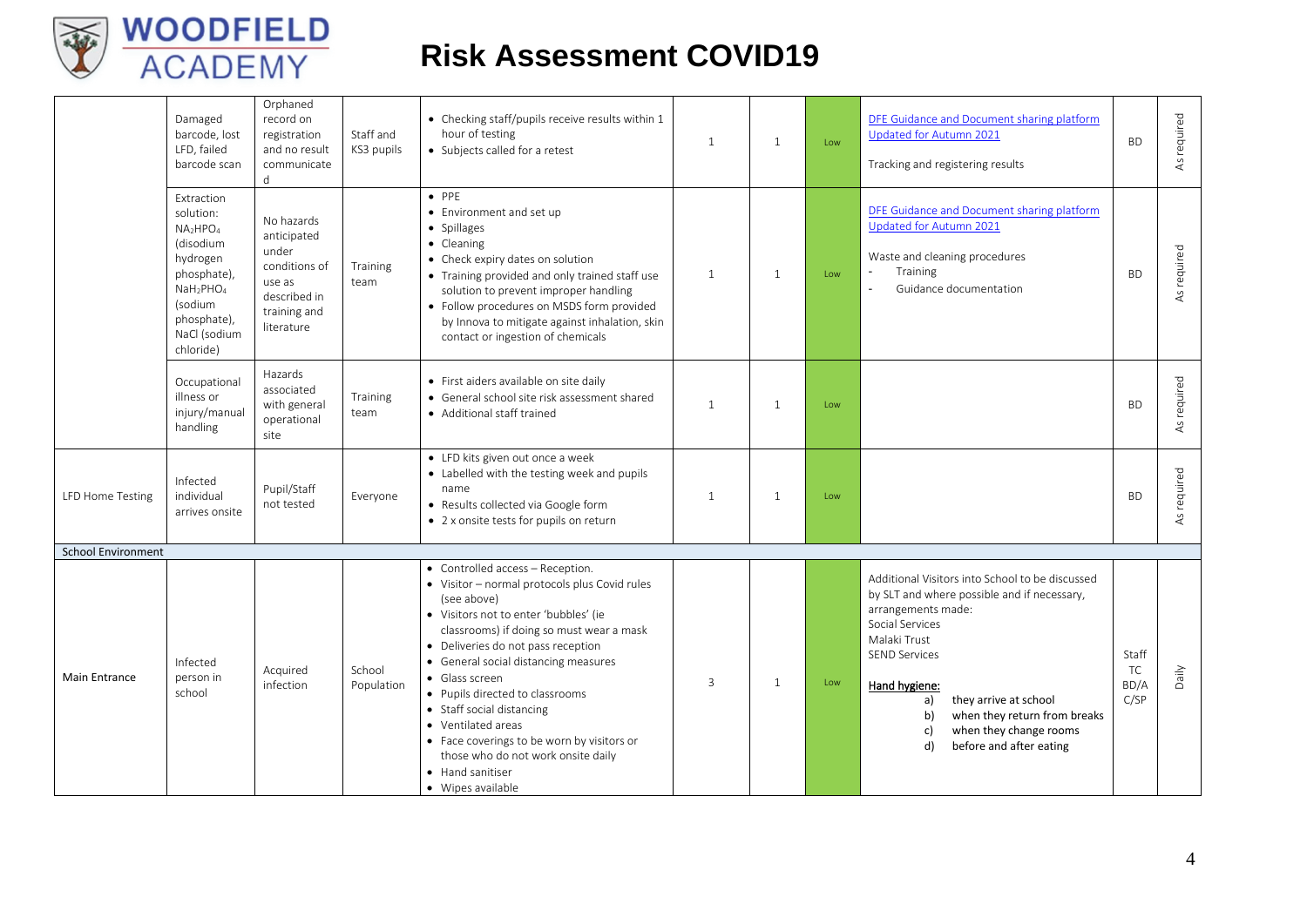# Risk Assessment COVID19

| | | | | | | | | | | |
|---|---|---|---|---|---|---|---|---|---|---|
| | Damaged barcode, lost LFD, failed barcode scan | Orphaned record on registration and no result communicated | Staff and KS3 pupils | • Checking staff/pupils receive results within 1 hour of testing<br>• Subjects called for a retest | 1 | 1 | Low | DFE Guidance and Document sharing platform Updated for Autumn 2021<br><br>Tracking and registering results | BD | As required |
| | Extraction solution: $NA_2HPO_4$ (disodium hydrogen phosphate), $NaH_2PHO_4$ (sodium phosphate), NaCl (sodium chloride) | No hazards anticipated under conditions of use as described in training and literature | Training team | • PPE<br>• Environment and set up<br>• Spillages<br>• Cleaning<br>• Check expiry dates on solution<br>• Training provided and only trained staff use solution to prevent improper handling<br>• Follow procedures on MSDS form provided by Innova to mitigate against inhalation, skin contact or ingestion of chemicals | 1 | 1 | Low | DFE Guidance and Document sharing platform Updated for Autumn 2021<br><br>Waste and cleaning procedures<br>- Training<br>- Guidance documentation | BD | As required |
| | Occupational illness or injury/manual handling | Hazards associated with general operational site | Training team | • First aiders available on site daily<br>• General school site risk assessment shared<br>• Additional staff trained | 1 | 1 | Low | | BD | As required |
| LFD Home Testing | Infected individual arrives onsite | Pupil/Staff not tested | Everyone | • LFD kits given out once a week<br>• Labelled with the testing week and pupils name<br>• Results collected via Google form<br>• 2 x onsite tests for pupils on return | 1 | 1 | Low | | BD | As required |
| **School Environment** | | | | | | | | | | |
| Main Entrance | Infected person in school | Acquired infection | School Population | • Controlled access – Reception.<br>• Visitor – normal protocols plus Covid rules (see above)<br>• Visitors not to enter 'bubbles' (ie classrooms) if doing so must wear a mask<br>• Deliveries do not pass reception<br>• General social distancing measures<br>• Glass screen<br>• Pupils directed to classrooms<br>• Staff social distancing<br>• Ventilated areas<br>• Face coverings to be worn by visitors or those who do not work onsite daily<br>• Hand sanitiser<br>• Wipes available | 3 | 1 | Low | Additional Visitors into School to be discussed by SLT and where possible and if necessary, arrangements made:<br>Social Services<br>Malaki Trust<br>SEND Services<br><br>**Hand hygiene:**<br>a) they arrive at school<br>b) when they return from breaks<br>c) when they change rooms<br>d) before and after eating | Staff TC BD/A C/SP | Daily |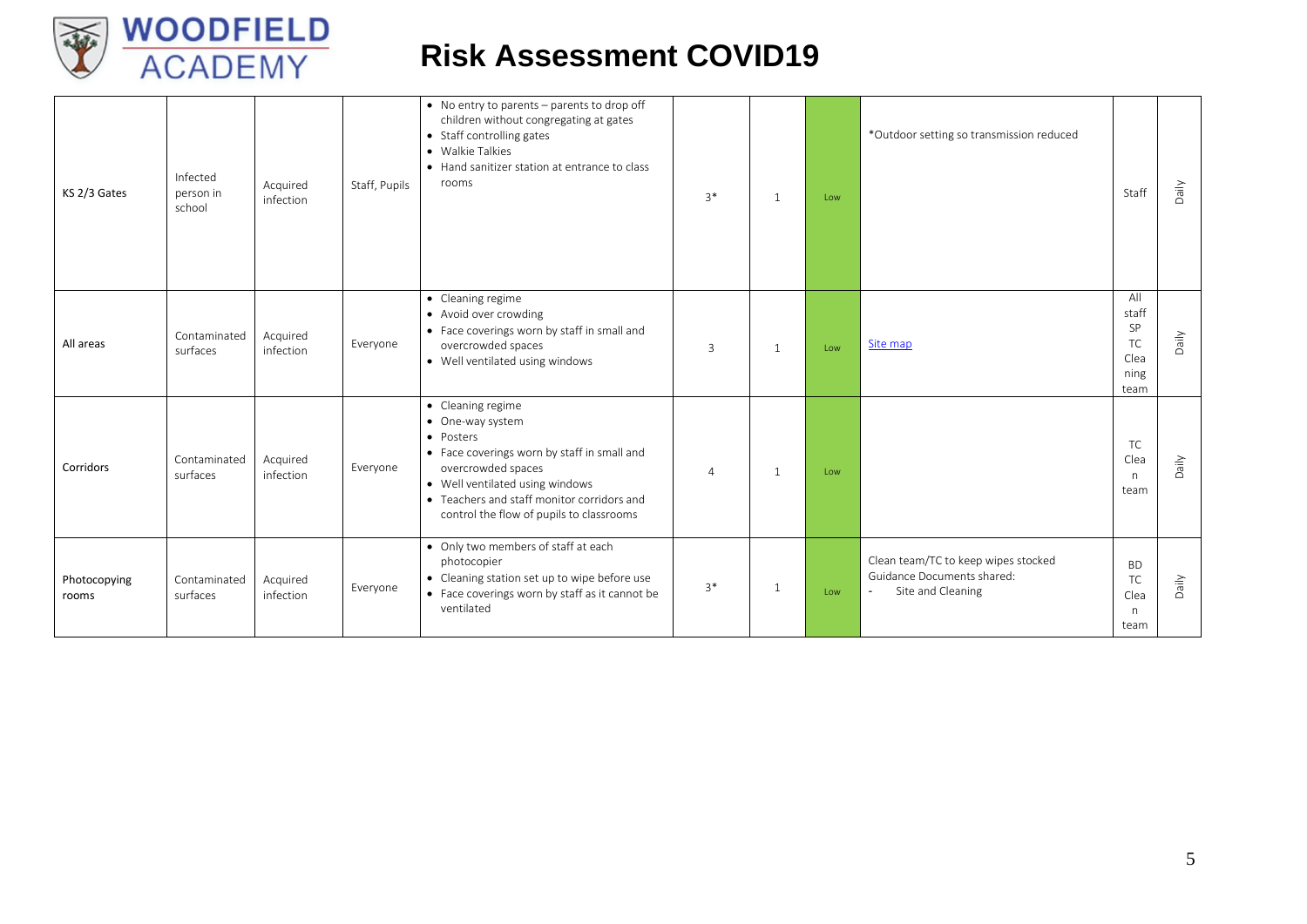# Risk Assessment COVID19

| | | | | | | | | | | |
|---|---|---|---|---|---|---|---|---|---|---|
| KS 2/3 Gates | Infected person in school | Acquired infection | Staff, Pupils | • No entry to parents – parents to drop off children without congregating at gates<br>• Staff controlling gates<br>• Walkie Talkies<br>• Hand sanitizer station at entrance to class rooms | 3* | 1 | Low | *Outdoor setting so transmission reduced | Staff | Daily |
| All areas | Contaminated surfaces | Acquired infection | Everyone | • Cleaning regime<br>• Avoid over crowding<br>• Face coverings worn by staff in small and overcrowded spaces<br>• Well ventilated using windows | 3 | 1 | Low | Site map | All staff SP TC Cleaning team | Daily |
| Corridors | Contaminated surfaces | Acquired infection | Everyone | • Cleaning regime<br>• One-way system<br>• Posters<br>• Face coverings worn by staff in small and overcrowded spaces<br>• Well ventilated using windows<br>• Teachers and staff monitor corridors and control the flow of pupils to classrooms | 4 | 1 | Low | | TC Clean team | Daily |
| Photocopying rooms | Contaminated surfaces | Acquired infection | Everyone | • Only two members of staff at each photocopier<br>• Cleaning station set up to wipe before use<br>• Face coverings worn by staff as it cannot be ventilated | 3* | 1 | Low | Clean team/TC to keep wipes stocked<br>Guidance Documents shared:<br>- Site and Cleaning | BD TC Clean team | Daily |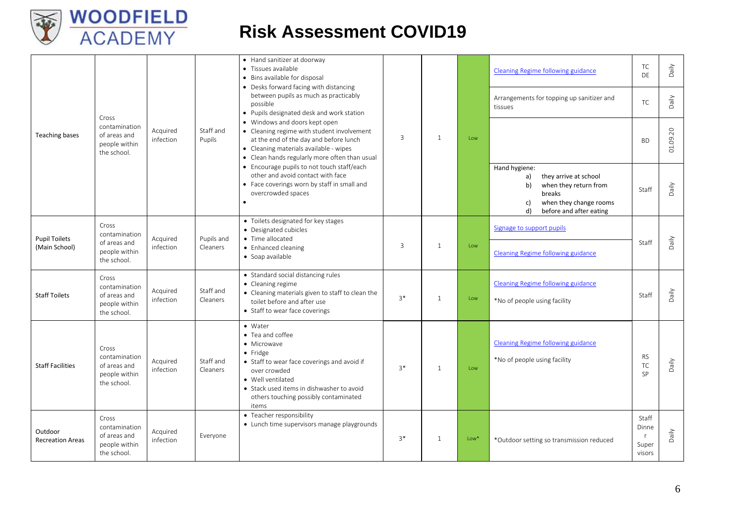# Risk Assessment COVID19

| | | | | | | | | | | |
|---|---|---|---|---|---|---|---|---|---|---|
| Teaching bases | Cross contamination of areas and people within the school. | Acquired infection | Staff and Pupils | • Hand sanitizer at doorway<br>• Tissues available<br>• Bins available for disposal<br>• Desks forward facing with distancing between pupils as much as practicably possible<br>• Pupils designated desk and work station<br>• Windows and doors kept open<br>• Cleaning regime with student involvement at the end of the day and before lunch<br>• Cleaning materials available - wipes<br>• Clean hands regularly more often than usual<br>• Encourage pupils to not touch staff/each other and avoid contact with face<br>• Face coverings worn by staff in small and overcrowded spaces<br>• | 3 | 1 | Low | Cleaning Regime following guidance | TC DE | Daily |
| | | | | | | | | Arrangements for topping up sanitizer and tissues | TC | Daily |
| | | | | | | | | | BD | 01.09.20 |
| | | | | | | | | Hand hygiene:<br>a) they arrive at school<br>b) when they return from breaks<br>c) when they change rooms<br>d) before and after eating | Staff | Daily |
| Pupil Toilets (Main School) | Cross contamination of areas and people within the school. | Acquired infection | Pupils and Cleaners | • Toilets designated for key stages<br>• Designated cubicles<br>• Time allocated<br>• Enhanced cleaning<br>• Soap available | 3 | 1 | Low | Signage to support pupils<br><br>Cleaning Regime following guidance | Staff | Daily |
| Staff Toilets | Cross contamination of areas and people within the school. | Acquired infection | Staff and Cleaners | • Standard social distancing rules<br>• Cleaning regime<br>• Cleaning materials given to staff to clean the toilet before and after use<br>• Staff to wear face coverings | 3* | 1 | Low | Cleaning Regime following guidance<br><br>*No of people using facility | Staff | Daily |
| Staff Facilities | Cross contamination of areas and people within the school. | Acquired infection | Staff and Cleaners | • Water<br>• Tea and coffee<br>• Microwave<br>• Fridge<br>• Staff to wear face coverings and avoid if over crowded<br>• Well ventilated<br>• Stack used items in dishwasher to avoid others touching possibly contaminated items | 3* | 1 | Low | Cleaning Regime following guidance<br><br>*No of people using facility | RS TC SP | Daily |
| Outdoor Recreation Areas | Cross contamination of areas and people within the school. | Acquired infection | Everyone | • Teacher responsibility<br>• Lunch time supervisors manage playgrounds | 3* | 1 | Low* | *Outdoor setting so transmission reduced | Staff Dinner Supervisors | Daily |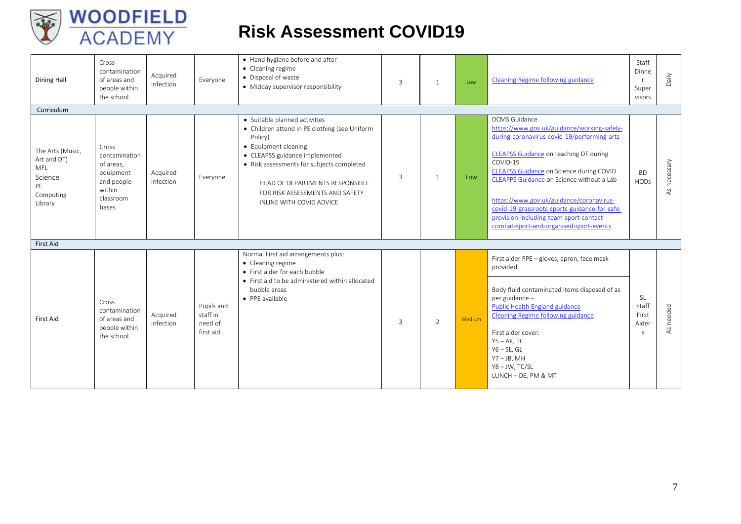# Risk Assessment COVID19

| | | | | | | | | | | |
|---|---|---|---|---|---|---|---|---|---|---|
| Dining Hall | Cross contamination of areas and people within the school. | Acquired infection | Everyone | • Hand hygiene before and after<br>• Cleaning regime<br>• Disposal of waste<br>• Midday supervisor responsibility | 3 | 1 | Low | Cleaning Regime following guidance | Staff Dinner Supervisors | Daily |
| Curriculum | | | | | | | | | | |
| The Arts (Music, Art and DT)<br>MFL<br>Science<br>PE<br>Computing<br>Library | Cross contamination of areas, equipment and people within classroom bases | Acquired infection | Everyone | • Suitable planned activities<br>• Children attend in PE clothing (see Uniform Policy)<br>• Equipment cleaning<br>• CLEAPSS guidance implemented<br>• Risk assessments for subjects completed<br><br>HEAD OF DEPARTMENTS RESPONSIBLE FOR RISK ASSESSMENTS AND SAFETY INLINE WITH COVID ADVICE | 3 | 1 | Low | DCMS Guidance<br>https://www.gov.uk/guidance/working-safely-during-coronavirus-covid-19/performing-arts<br><br>CLEAPSS Guidance on teaching DT during COVID-19<br>CLEAPSS Guidance on Science during COVID<br>CLEAPPS Guidance on Science without a Lab<br><br>https://www.gov.uk/guidance/coronavirus-covid-19-grassroots-sports-guidance-for-safe-provision-including-team-sport-contact-combat-sport-and-organised-sport-events | BD<br>HODs | As necessary |
| First Aid | | | | | | | | | | |
| First Aid | Cross contamination of areas and people within the school. | Acquired infection | Pupils and staff in need of first aid | Normal First aid arrangements plus:<br>• Cleaning regime<br>• First aider for each bubble<br>• First aid to be administered within allocated bubble areas<br>• PPE available | 3 | 2 | Medium | First aider PPE – gloves, apron, face mask provided<br><br>Body fluid contaminated items disposed of as per guidance –<br>Public Health England guidance<br>Cleaning Regime following guidance<br><br>First aider cover:<br>Y5 – AK, TC<br>Y6 – SL, GL<br>Y7 – JB, MH<br>Y8 – JW, TC/SL<br>LUNCH – DE, PM & MT | SL<br>Staff<br>First Aiders | As needed |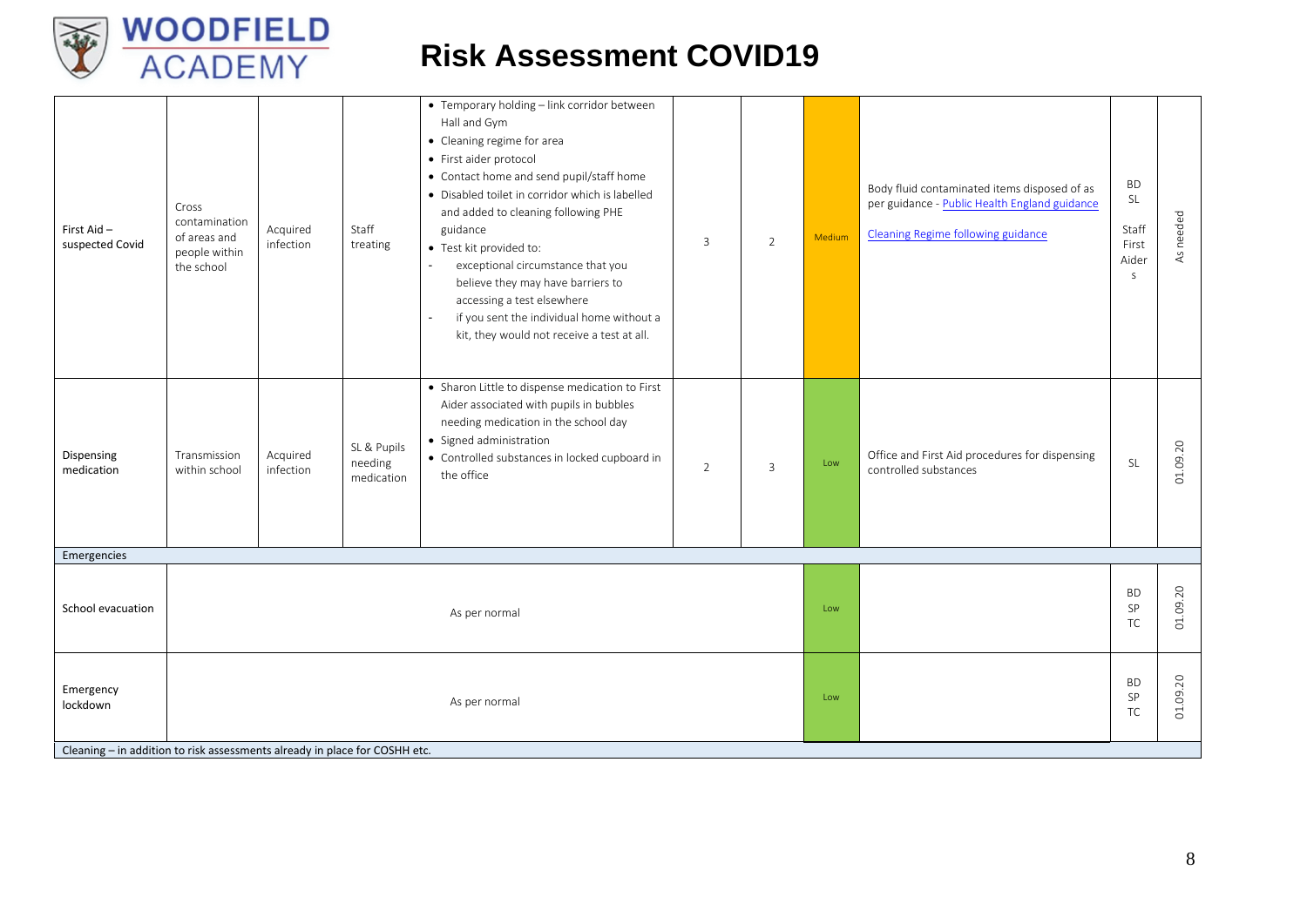# Risk Assessment COVID19

| | | | | | | | | | | |
|---|---|---|---|---|---|---|---|---|---|---|
| First Aid – suspected Covid | Cross contamination of areas and people within the school | Acquired infection | Staff treating | • Temporary holding – link corridor between Hall and Gym<br>• Cleaning regime for area<br>• First aider protocol<br>• Contact home and send pupil/staff home<br>• Disabled toilet in corridor which is labelled and added to cleaning following PHE guidance<br>• Test kit provided to:<br>- exceptional circumstance that you believe they may have barriers to accessing a test elsewhere<br>- if you sent the individual home without a kit, they would not receive a test at all. | 3 | 2 | Medium | Body fluid contaminated items disposed of as per guidance - Public Health England guidance<br><br>Cleaning Regime following guidance | BD<br>SL<br><br>Staff First Aiders | As needed |
| Dispensing medication | Transmission within school | Acquired infection | SL & Pupils needing medication | • Sharon Little to dispense medication to First Aider associated with pupils in bubbles needing medication in the school day<br>• Signed administration<br>• Controlled substances in locked cupboard in the office | 2 | 3 | Low | Office and First Aid procedures for dispensing controlled substances | SL | 01.09.20 |
| **Emergencies** | | | | | | | | | | |
| School evacuation | As per normal | | | | | | Low | | BD<br>SP<br>TC | 01.09.20 |
| Emergency lockdown | As per normal | | | | | | Low | | BD<br>SP<br>TC | 01.09.20 |
| **Cleaning – in addition to risk assessments already in place for COSHH etc.** | | | | | | | | | | |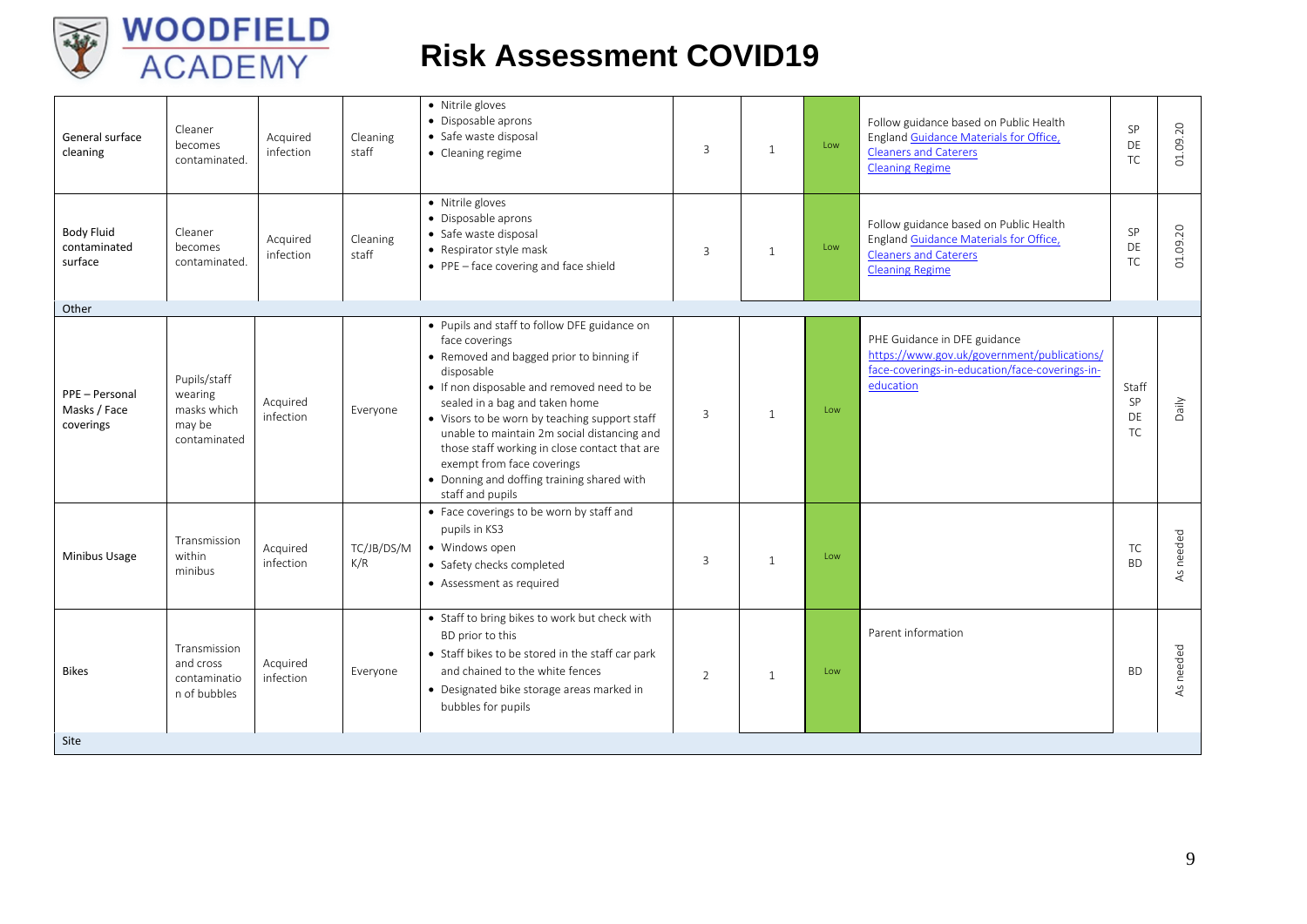# Risk Assessment COVID19

| | | | | | | | | | | |
|---|---|---|---|---|---|---|---|---|---|---|
| General surface cleaning | Cleaner becomes contaminated. | Acquired infection | Cleaning staff | • Nitrile gloves<br>• Disposable aprons<br>• Safe waste disposal<br>• Cleaning regime | 3 | 1 | Low | Follow guidance based on Public Health England Guidance Materials for Office, Cleaners and Caterers<br>Cleaning Regime | SP<br>DE<br>TC | 01.09.20 |
| Body Fluid contaminated surface | Cleaner becomes contaminated. | Acquired infection | Cleaning staff | • Nitrile gloves<br>• Disposable aprons<br>• Safe waste disposal<br>• Respirator style mask<br>• PPE – face covering and face shield | 3 | 1 | Low | Follow guidance based on Public Health England Guidance Materials for Office, Cleaners and Caterers<br>Cleaning Regime | SP<br>DE<br>TC | 01.09.20 |
| **Other** | | | | | | | | | | |
| PPE – Personal Masks / Face coverings | Pupils/staff wearing masks which may be contaminated | Acquired infection | Everyone | • Pupils and staff to follow DFE guidance on face coverings<br>• Removed and bagged prior to binning if disposable<br>• If non disposable and removed need to be sealed in a bag and taken home<br>• Visors to be worn by teaching support staff unable to maintain 2m social distancing and those staff working in close contact that are exempt from face coverings<br>• Donning and doffing training shared with staff and pupils | 3 | 1 | Low | PHE Guidance in DFE guidance<br>https://www.gov.uk/government/publications/face-coverings-in-education/face-coverings-in-education | Staff<br>SP<br>DE<br>TC | Daily |
| Minibus Usage | Transmission within minibus | Acquired infection | TC/JB/DS/MK/R | • Face coverings to be worn by staff and pupils in KS3<br>• Windows open<br>• Safety checks completed<br>• Assessment as required | 3 | 1 | Low | | TC<br>BD | As needed |
| Bikes | Transmission and cross contamination of bubbles | Acquired infection | Everyone | • Staff to bring bikes to work but check with BD prior to this<br>• Staff bikes to be stored in the staff car park and chained to the white fences<br>• Designated bike storage areas marked in bubbles for pupils | 2 | 1 | Low | Parent information | BD | As needed |
| **Site** | | | | | | | | | | |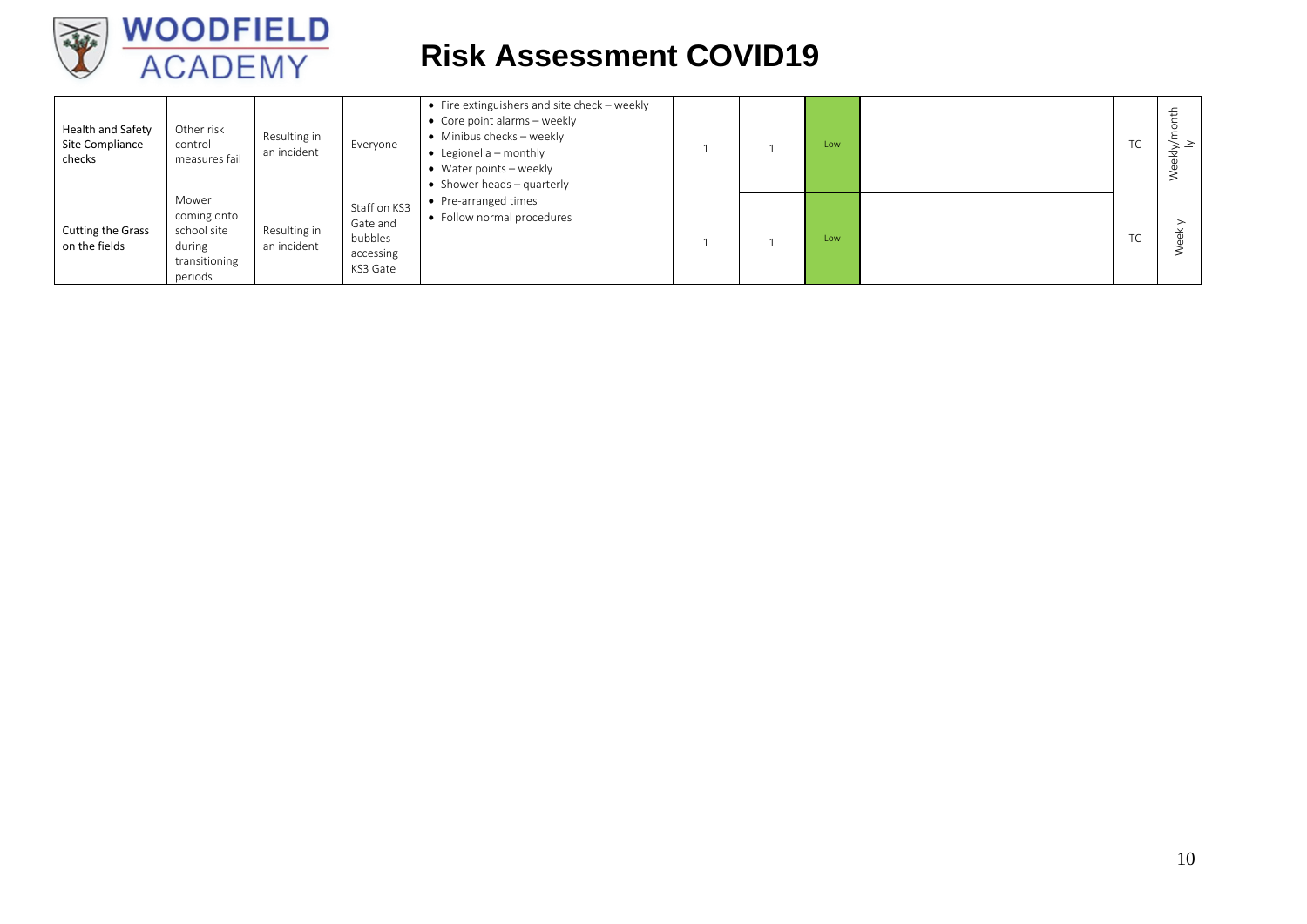# Risk Assessment COVID19

| | | | | | | | | | | |
|---|---|---|---|---|---|---|---|---|---|---|
| Health and Safety Site Compliance checks | Other risk control measures fail | Resulting in an incident | Everyone | • Fire extinguishers and site check – weekly<br>• Core point alarms – weekly<br>• Minibus checks – weekly<br>• Legionella – monthly<br>• Water points – weekly<br>• Shower heads – quarterly | 1 | 1 | Low | | TC | Weekly/monthly |
| Cutting the Grass on the fields | Mower coming onto school site during transitioning periods | Resulting in an incident | Staff on KS3 Gate and bubbles accessing KS3 Gate | • Pre-arranged times<br>• Follow normal procedures | 1 | 1 | Low | | TC | Weekly |